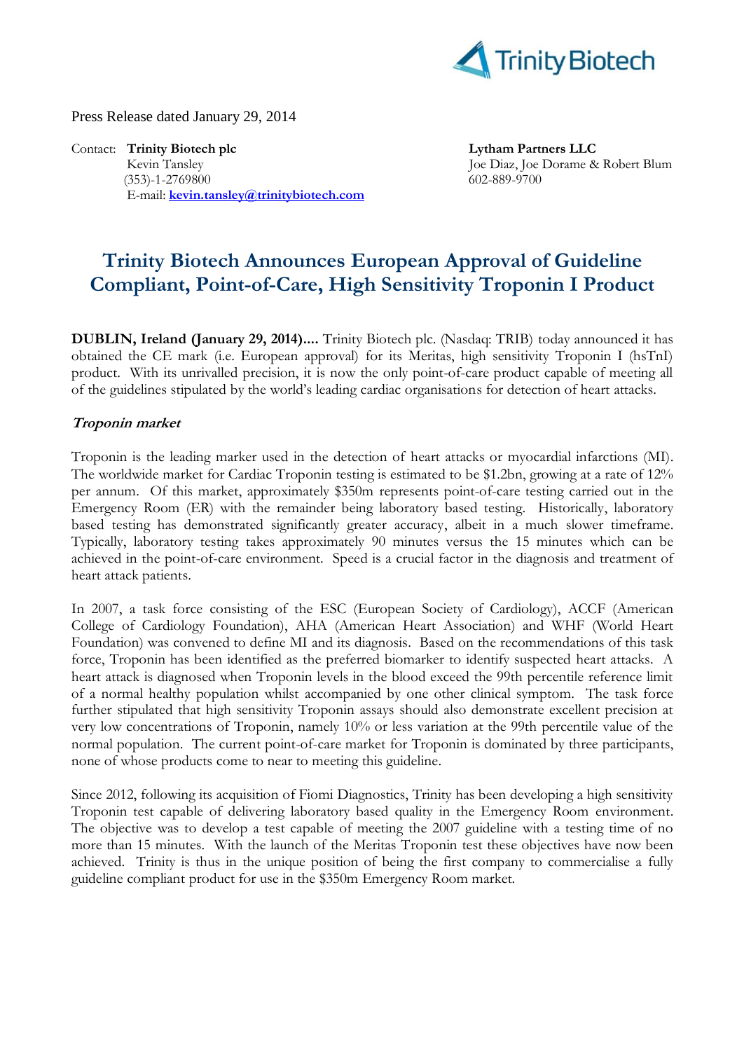Press Release dated January 29, 2014

Contact: **Trinity Biotech plc**
Kevin Tansley
(353)-1-2769800
E-mail: **kevin.tansley@trinitybiotech.com**

**Lytham Partners LLC**
Joe Diaz, Joe Dorame & Robert Blum
602-889-9700

# Trinity Biotech Announces European Approval of Guideline Compliant, Point-of-Care, High Sensitivity Troponin I Product

**DUBLIN, Ireland (January 29, 2014)....** Trinity Biotech plc. (Nasdaq: TRIB) today announced it has obtained the CE mark (i.e. European approval) for its Meritas, high sensitivity Troponin I (hsTnI) product. With its unrivalled precision, it is now the only point-of-care product capable of meeting all of the guidelines stipulated by the world's leading cardiac organisations for detection of heart attacks.

### *Troponin market*

Troponin is the leading marker used in the detection of heart attacks or myocardial infarctions (MI). The worldwide market for Cardiac Troponin testing is estimated to be $1.2bn, growing at a rate of 12% per annum. Of this market, approximately $350m represents point-of-care testing carried out in the Emergency Room (ER) with the remainder being laboratory based testing. Historically, laboratory based testing has demonstrated significantly greater accuracy, albeit in a much slower timeframe. Typically, laboratory testing takes approximately 90 minutes versus the 15 minutes which can be achieved in the point-of-care environment. Speed is a crucial factor in the diagnosis and treatment of heart attack patients.

In 2007, a task force consisting of the ESC (European Society of Cardiology), ACCF (American College of Cardiology Foundation), AHA (American Heart Association) and WHF (World Heart Foundation) was convened to define MI and its diagnosis. Based on the recommendations of this task force, Troponin has been identified as the preferred biomarker to identify suspected heart attacks. A heart attack is diagnosed when Troponin levels in the blood exceed the 99th percentile reference limit of a normal healthy population whilst accompanied by one other clinical symptom. The task force further stipulated that high sensitivity Troponin assays should also demonstrate excellent precision at very low concentrations of Troponin, namely 10% or less variation at the 99th percentile value of the normal population. The current point-of-care market for Troponin is dominated by three participants, none of whose products come to near to meeting this guideline.

Since 2012, following its acquisition of Fiomi Diagnostics, Trinity has been developing a high sensitivity Troponin test capable of delivering laboratory based quality in the Emergency Room environment. The objective was to develop a test capable of meeting the 2007 guideline with a testing time of no more than 15 minutes. With the launch of the Meritas Troponin test these objectives have now been achieved. Trinity is thus in the unique position of being the first company to commercialise a fully guideline compliant product for use in the $350m Emergency Room market.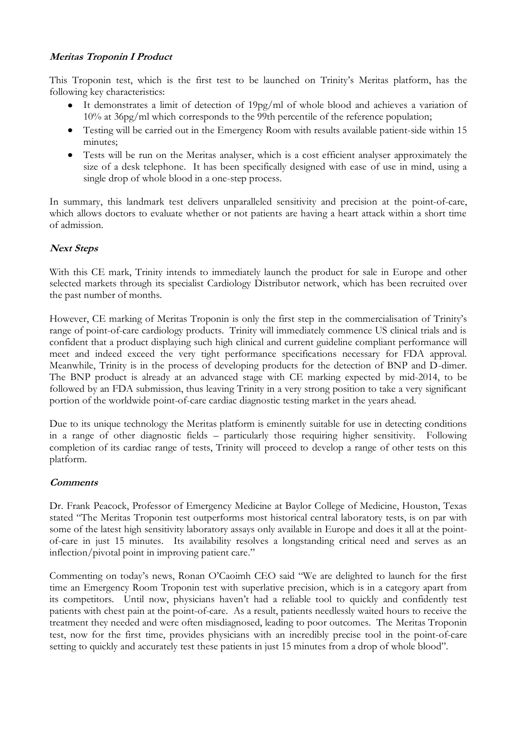***Meritas Troponin I Product***

This Troponin test, which is the first test to be launched on Trinity's Meritas platform, has the following key characteristics:

- It demonstrates a limit of detection of 19pg/ml of whole blood and achieves a variation of 10% at 36pg/ml which corresponds to the 99th percentile of the reference population;
- Testing will be carried out in the Emergency Room with results available patient-side within 15 minutes;
- Tests will be run on the Meritas analyser, which is a cost efficient analyser approximately the size of a desk telephone. It has been specifically designed with ease of use in mind, using a single drop of whole blood in a one-step process.

In summary, this landmark test delivers unparalleled sensitivity and precision at the point-of-care, which allows doctors to evaluate whether or not patients are having a heart attack within a short time of admission.

***Next Steps***

With this CE mark, Trinity intends to immediately launch the product for sale in Europe and other selected markets through its specialist Cardiology Distributor network, which has been recruited over the past number of months.

However, CE marking of Meritas Troponin is only the first step in the commercialisation of Trinity's range of point-of-care cardiology products. Trinity will immediately commence US clinical trials and is confident that a product displaying such high clinical and current guideline compliant performance will meet and indeed exceed the very tight performance specifications necessary for FDA approval. Meanwhile, Trinity is in the process of developing products for the detection of BNP and D-dimer. The BNP product is already at an advanced stage with CE marking expected by mid-2014, to be followed by an FDA submission, thus leaving Trinity in a very strong position to take a very significant portion of the worldwide point-of-care cardiac diagnostic testing market in the years ahead.

Due to its unique technology the Meritas platform is eminently suitable for use in detecting conditions in a range of other diagnostic fields – particularly those requiring higher sensitivity. Following completion of its cardiac range of tests, Trinity will proceed to develop a range of other tests on this platform.

***Comments***

Dr. Frank Peacock, Professor of Emergency Medicine at Baylor College of Medicine, Houston, Texas stated "The Meritas Troponin test outperforms most historical central laboratory tests, is on par with some of the latest high sensitivity laboratory assays only available in Europe and does it all at the point-of-care in just 15 minutes. Its availability resolves a longstanding critical need and serves as an inflection/pivotal point in improving patient care."

Commenting on today's news, Ronan O'Caoimh CEO said "We are delighted to launch for the first time an Emergency Room Troponin test with superlative precision, which is in a category apart from its competitors. Until now, physicians haven't had a reliable tool to quickly and confidently test patients with chest pain at the point-of-care. As a result, patients needlessly waited hours to receive the treatment they needed and were often misdiagnosed, leading to poor outcomes. The Meritas Troponin test, now for the first time, provides physicians with an incredibly precise tool in the point-of-care setting to quickly and accurately test these patients in just 15 minutes from a drop of whole blood".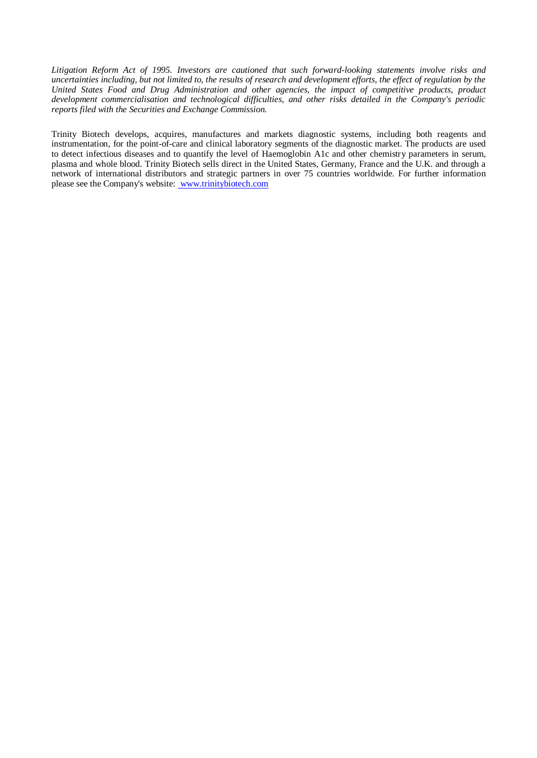*Litigation Reform Act of 1995. Investors are cautioned that such forward-looking statements involve risks and uncertainties including, but not limited to, the results of research and development efforts, the effect of regulation by the United States Food and Drug Administration and other agencies, the impact of competitive products, product development commercialisation and technological difficulties, and other risks detailed in the Company's periodic reports filed with the Securities and Exchange Commission.*

Trinity Biotech develops, acquires, manufactures and markets diagnostic systems, including both reagents and instrumentation, for the point-of-care and clinical laboratory segments of the diagnostic market. The products are used to detect infectious diseases and to quantify the level of Haemoglobin A1c and other chemistry parameters in serum, plasma and whole blood. Trinity Biotech sells direct in the United States, Germany, France and the U.K. and through a network of international distributors and strategic partners in over 75 countries worldwide. For further information please see the Company's website: [www.trinitybiotech.com](http://www.trinitybiotech.com)